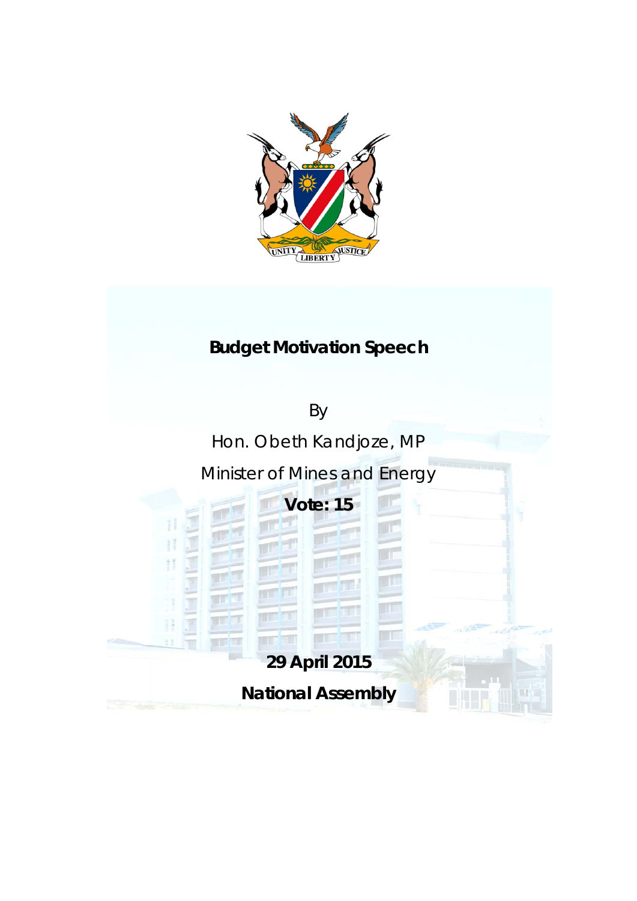# Budget Motivation Speech

By

Hon. Obeth Kandjoze, MP

Minister of Mines and Energy

**Vote: 15**

**29 April 2015**

**National Assembly**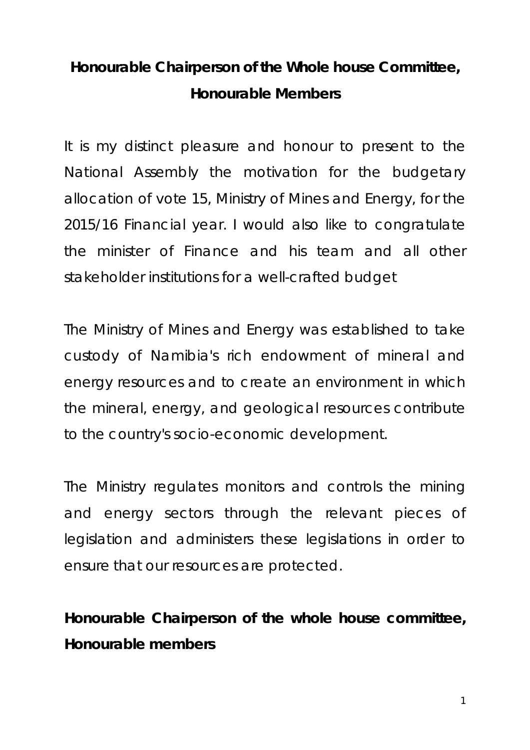**Honourable Chairperson of the Whole house Committee, Honourable Members**

It is my distinct pleasure and honour to present to the National Assembly the motivation for the budgetary allocation of vote 15, Ministry of Mines and Energy, for the 2015/16 Financial year. I would also like to congratulate the minister of Finance and his team and all other stakeholder institutions for a well-crafted budget

The Ministry of Mines and Energy was established to take custody of Namibia's rich endowment of mineral and energy resources and to create an environment in which the mineral, energy, and geological resources contribute to the country's socio-economic development.

The Ministry regulates monitors and controls the mining and energy sectors through the relevant pieces of legislation and administers these legislations in order to ensure that our resources are protected.

**Honourable Chairperson of the whole house committee, Honourable members**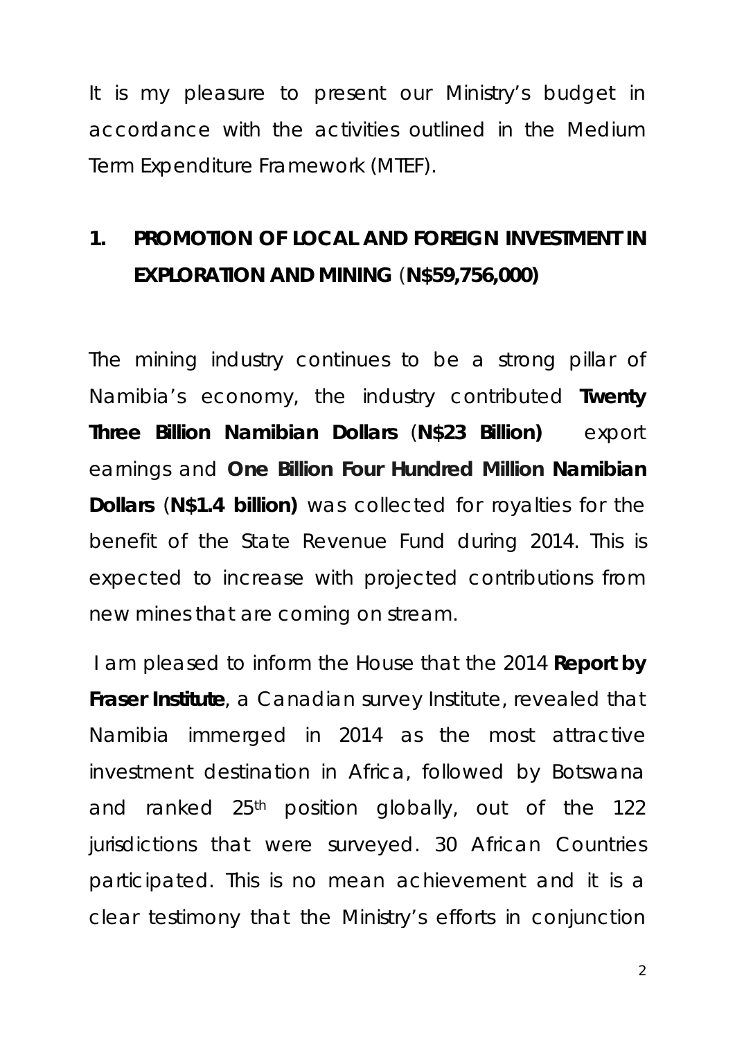It is my pleasure to present our Ministry's budget in accordance with the activities outlined in the Medium Term Expenditure Framework (MTEF).

## 1. PROMOTION OF LOCAL AND FOREIGN INVESTMENT IN EXPLORATION AND MINING (N$59,756,000)

The mining industry continues to be a strong pillar of Namibia's economy, the industry contributed **Twenty Three Billion Namibian Dollars** (**N$23 Billion)** export earnings and **One Billion Four Hundred Million Namibian Dollars** (**N$1.4 billion)** was collected for royalties for the benefit of the State Revenue Fund during 2014. This is expected to increase with projected contributions from new mines that are coming on stream.

I am pleased to inform the House that the 2014 **Report by Fraser Institute**, a Canadian survey Institute, revealed that Namibia immerged in 2014 as the most attractive investment destination in Africa, followed by Botswana and ranked 25th position globally, out of the 122 jurisdictions that were surveyed. 30 African Countries participated. This is no mean achievement and it is a clear testimony that the Ministry's efforts in conjunction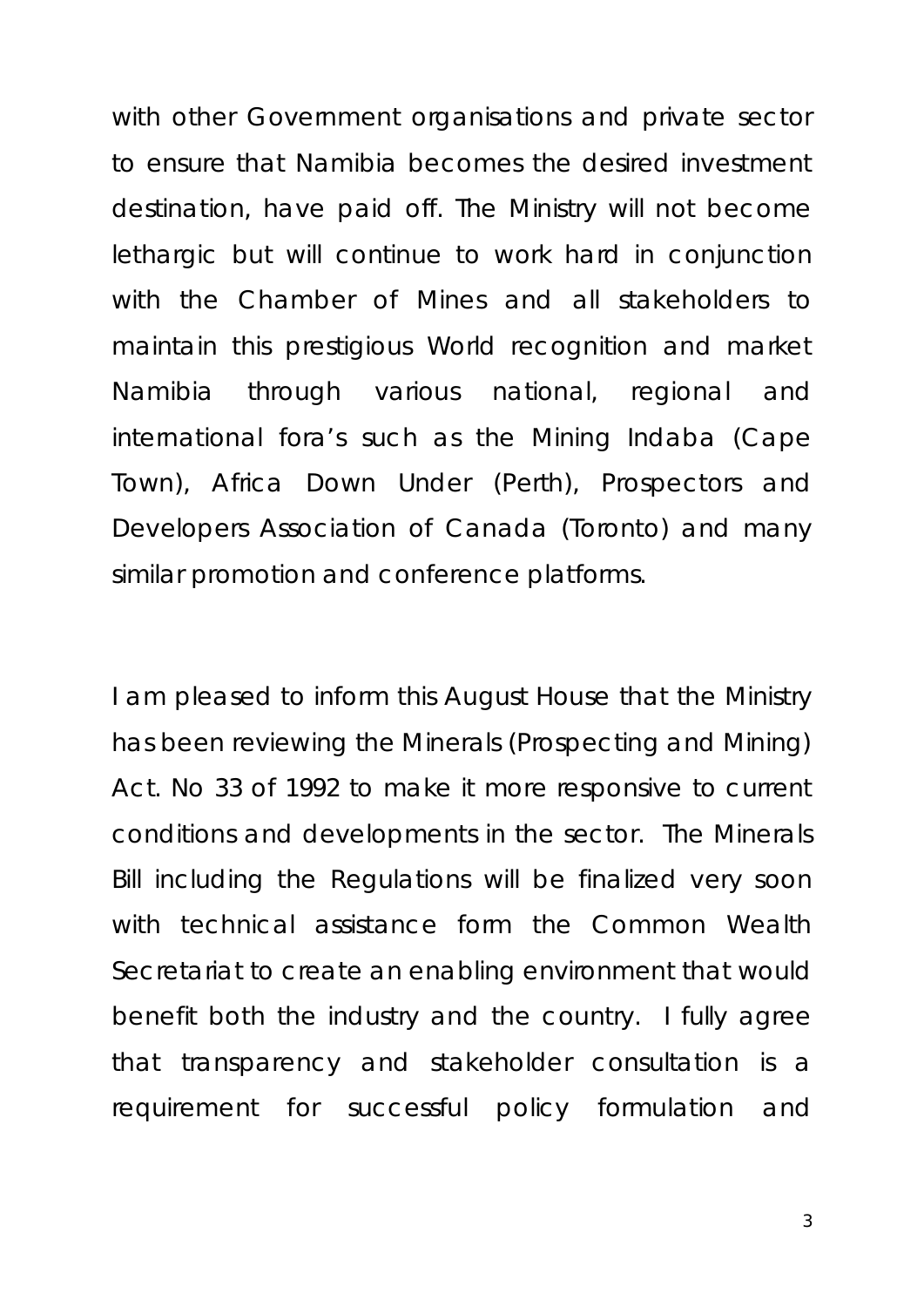with other Government organisations and private sector to ensure that Namibia becomes the desired investment destination, have paid off. The Ministry will not become lethargic but will continue to work hard in conjunction with the Chamber of Mines and all stakeholders to maintain this prestigious World recognition and market Namibia through various national, regional and international fora's such as the Mining Indaba (Cape Town), Africa Down Under (Perth), Prospectors and Developers Association of Canada (Toronto) and many similar promotion and conference platforms.

I am pleased to inform this August House that the Ministry has been reviewing the Minerals (Prospecting and Mining) Act. No 33 of 1992 to make it more responsive to current conditions and developments in the sector. The Minerals Bill including the Regulations will be finalized very soon with technical assistance form the Common Wealth Secretariat to create an enabling environment that would benefit both the industry and the country. I fully agree that transparency and stakeholder consultation is a requirement for successful policy formulation and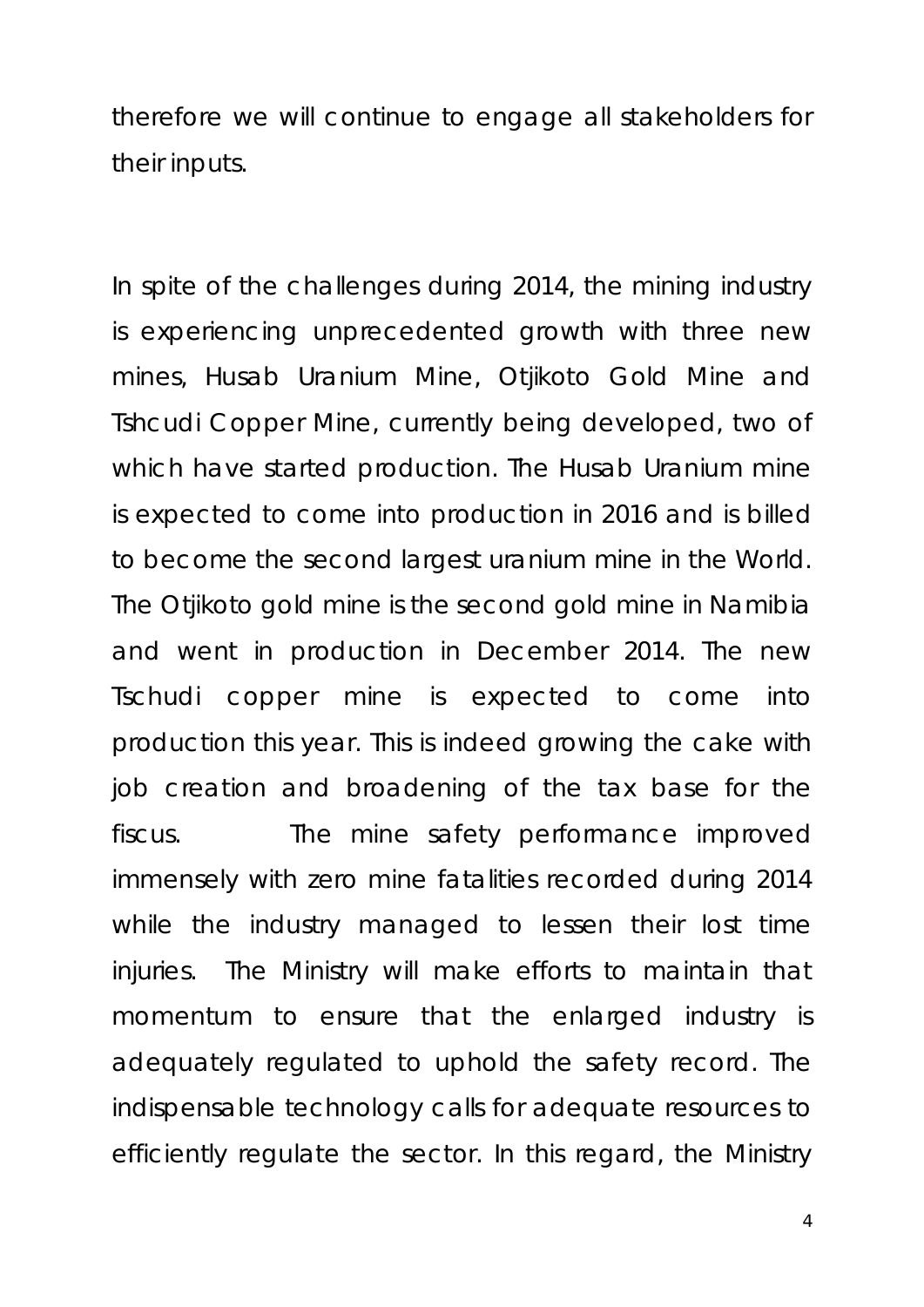therefore we will continue to engage all stakeholders for their inputs.

In spite of the challenges during 2014, the mining industry is experiencing unprecedented growth with three new mines, Husab Uranium Mine, Otjikoto Gold Mine and Tshcudi Copper Mine, currently being developed, two of which have started production. The Husab Uranium mine is expected to come into production in 2016 and is billed to become the second largest uranium mine in the World. The Otjikoto gold mine is the second gold mine in Namibia and went in production in December 2014. The new Tschudi copper mine is expected to come into production this year. This is indeed growing the cake with job creation and broadening of the tax base for the fiscus. The mine safety performance improved immensely with zero mine fatalities recorded during 2014 while the industry managed to lessen their lost time injuries. The Ministry will make efforts to maintain that momentum to ensure that the enlarged industry is adequately regulated to uphold the safety record. The indispensable technology calls for adequate resources to efficiently regulate the sector. In this regard, the Ministry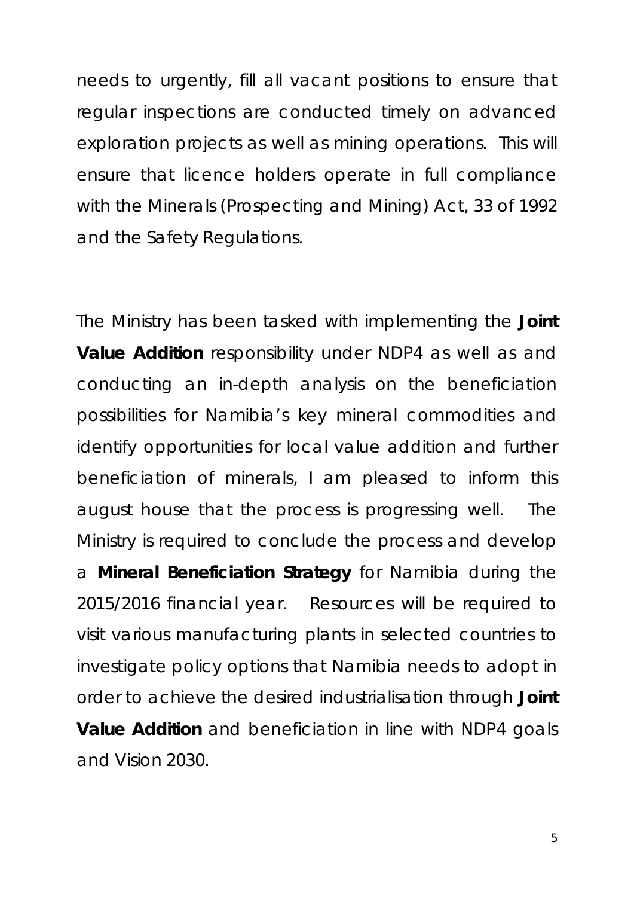needs to urgently, fill all vacant positions to ensure that regular inspections are conducted timely on advanced exploration projects as well as mining operations. This will ensure that licence holders operate in full compliance with the Minerals (Prospecting and Mining) Act, 33 of 1992 and the Safety Regulations.

The Ministry has been tasked with implementing the **Joint Value Addition** responsibility under NDP4 as well as and conducting an in-depth analysis on the beneficiation possibilities for Namibia's key mineral commodities and identify opportunities for local value addition and further beneficiation of minerals, I am pleased to inform this august house that the process is progressing well. The Ministry is required to conclude the process and develop a **Mineral Beneficiation Strategy** for Namibia during the 2015/2016 financial year. Resources will be required to visit various manufacturing plants in selected countries to investigate policy options that Namibia needs to adopt in order to achieve the desired industrialisation through **Joint Value Addition** and beneficiation in line with NDP4 goals and Vision 2030.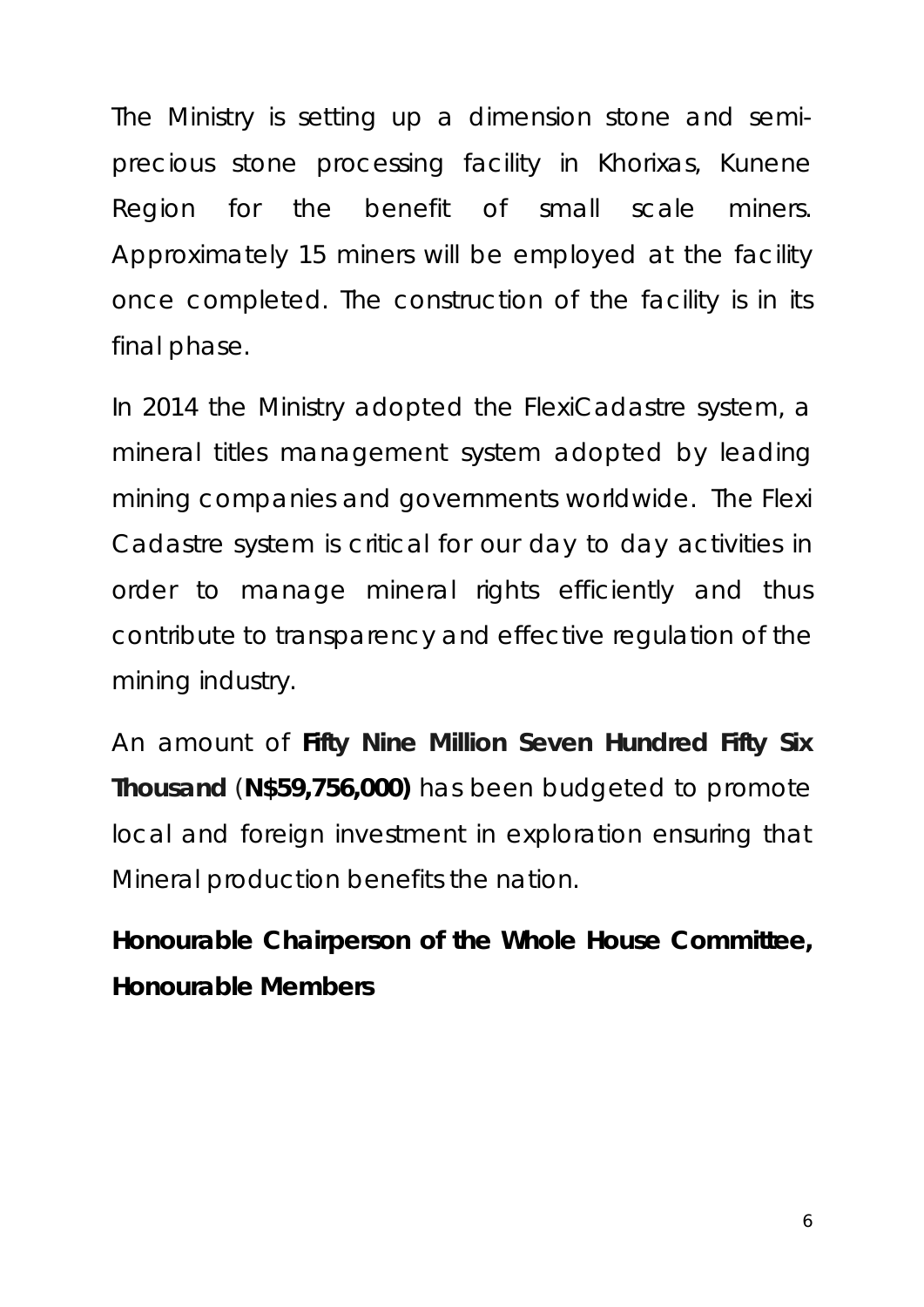The Ministry is setting up a dimension stone and semi-precious stone processing facility in Khorixas, Kunene Region for the benefit of small scale miners. Approximately 15 miners will be employed at the facility once completed. The construction of the facility is in its final phase.

In 2014 the Ministry adopted the FlexiCadastre system, a mineral titles management system adopted by leading mining companies and governments worldwide. The Flexi Cadastre system is critical for our day to day activities in order to manage mineral rights efficiently and thus contribute to transparency and effective regulation of the mining industry.

An amount of **Fifty Nine Million Seven Hundred Fifty Six Thousand** (**N$59,756,000)** has been budgeted to promote local and foreign investment in exploration ensuring that Mineral production benefits the nation.

**Honourable Chairperson of the Whole House Committee, Honourable Members**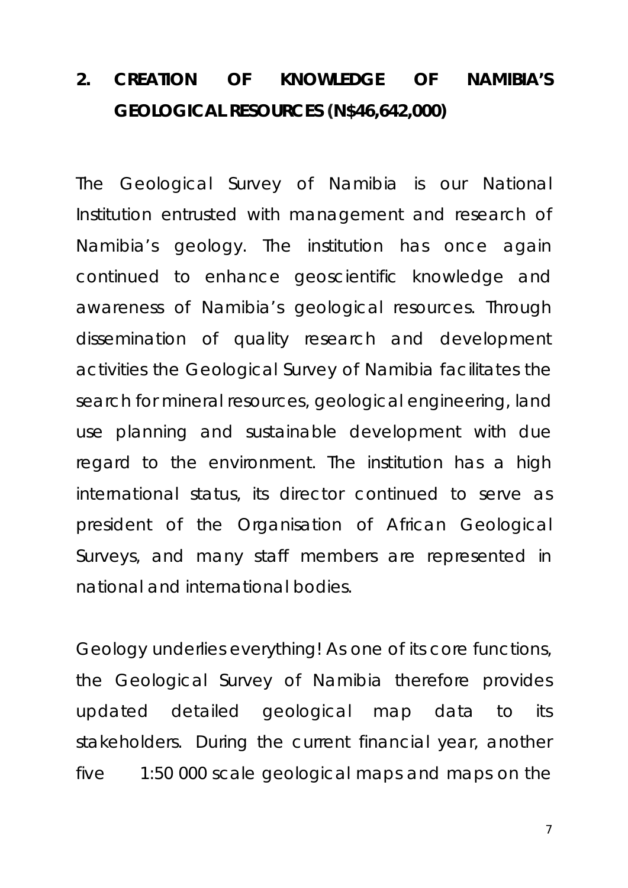## 2. CREATION OF KNOWLEDGE OF NAMIBIA'S GEOLOGICAL RESOURCES (N$46,642,000)

The Geological Survey of Namibia is our National Institution entrusted with management and research of Namibia's geology. The institution has once again continued to enhance geoscientific knowledge and awareness of Namibia's geological resources. Through dissemination of quality research and development activities the Geological Survey of Namibia facilitates the search for mineral resources, geological engineering, land use planning and sustainable development with due regard to the environment. The institution has a high international status, its director continued to serve as president of the Organisation of African Geological Surveys, and many staff members are represented in national and international bodies.

Geology underlies everything! As one of its core functions, the Geological Survey of Namibia therefore provides updated detailed geological map data to its stakeholders. During the current financial year, another five 1:50 000 scale geological maps and maps on the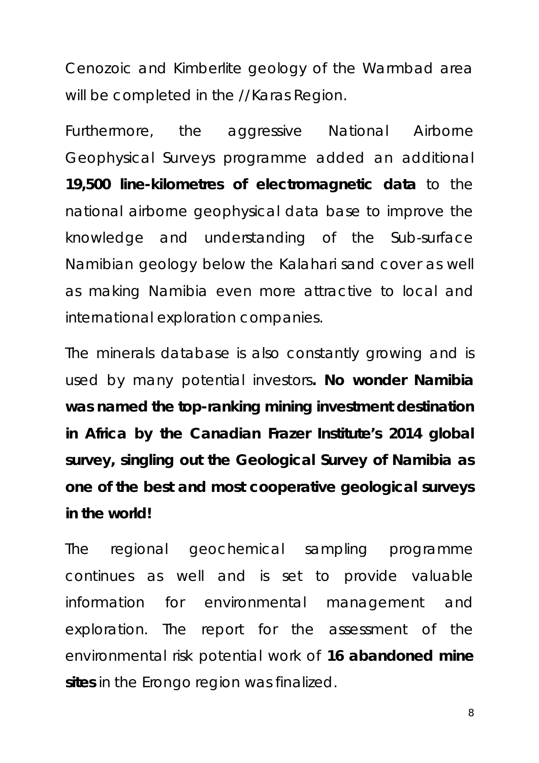Cenozoic and Kimberlite geology of the Warmbad area will be completed in the //Karas Region.

Furthermore, the aggressive National Airborne Geophysical Surveys programme added an additional **19,500 line-kilometres of electromagnetic data** to the national airborne geophysical data base to improve the knowledge and understanding of the Sub-surface Namibian geology below the Kalahari sand cover as well as making Namibia even more attractive to local and international exploration companies.

The minerals database is also constantly growing and is used by many potential investors**. No wonder Namibia was named the top-ranking mining investment destination in Africa by the Canadian Frazer Institute's 2014 global survey, singling out the Geological Survey of Namibia as one of the best and most cooperative geological surveys in the world!**

The regional geochemical sampling programme continues as well and is set to provide valuable information for environmental management and exploration. The report for the assessment of the environmental risk potential work of **16 abandoned mine sites** in the Erongo region was finalized.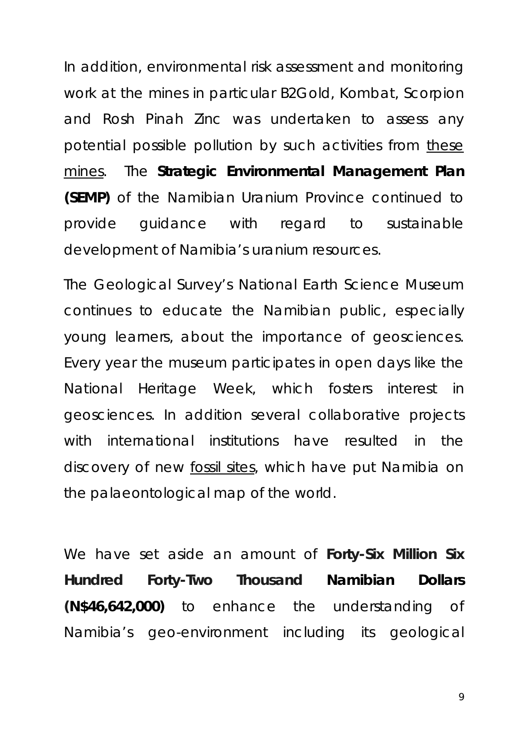In addition, environmental risk assessment and monitoring work at the mines in particular B2Gold, Kombat, Scorpion and Rosh Pinah Zinc was undertaken to assess any potential possible pollution by such activities from these mines. The **Strategic Environmental Management Plan (SEMP)** of the Namibian Uranium Province continued to provide guidance with regard to sustainable development of Namibia's uranium resources.

The Geological Survey's National Earth Science Museum continues to educate the Namibian public, especially young learners, about the importance of geosciences. Every year the museum participates in open days like the National Heritage Week, which fosters interest in geosciences. In addition several collaborative projects with international institutions have resulted in the discovery of new fossil sites, which have put Namibia on the palaeontological map of the world.

We have set aside an amount of **Forty-Six Million Six Hundred Forty-Two Thousand Namibian Dollars (N$46,642,000)** to enhance the understanding of Namibia's geo-environment including its geological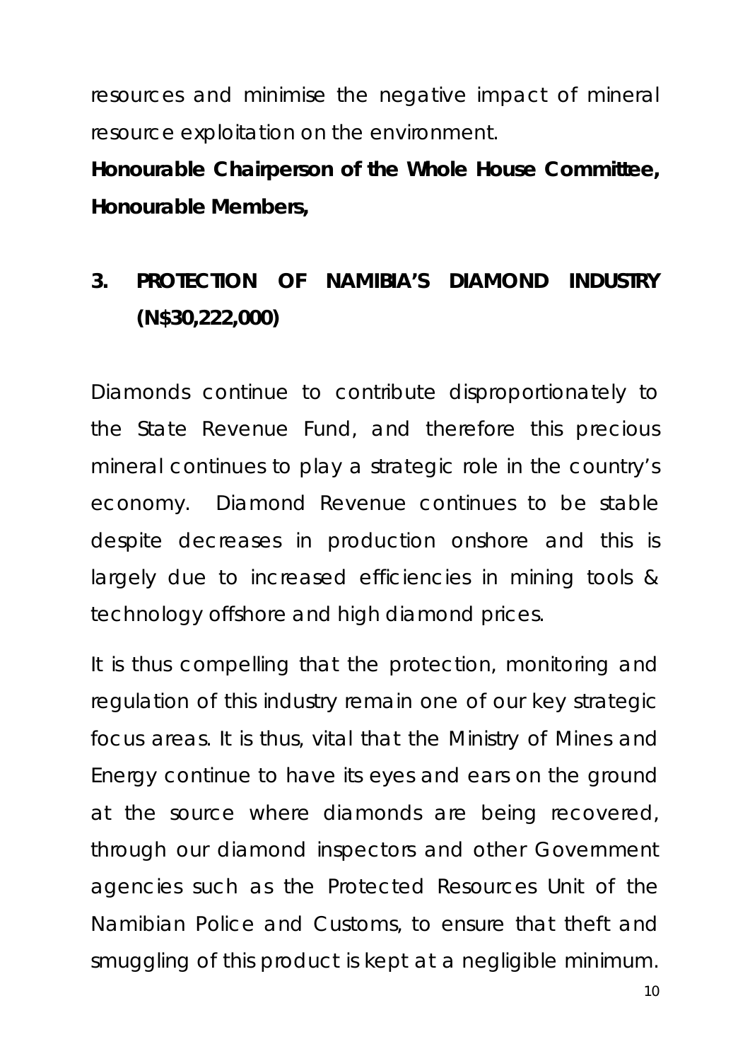resources and minimise the negative impact of mineral resource exploitation on the environment.

**Honourable Chairperson of the Whole House Committee, Honourable Members,**

## 3. PROTECTION OF NAMIBIA'S DIAMOND INDUSTRY (N$30,222,000)

Diamonds continue to contribute disproportionately to the State Revenue Fund, and therefore this precious mineral continues to play a strategic role in the country's economy. Diamond Revenue continues to be stable despite decreases in production onshore and this is largely due to increased efficiencies in mining tools & technology offshore and high diamond prices.

It is thus compelling that the protection, monitoring and regulation of this industry remain one of our key strategic focus areas. It is thus, vital that the Ministry of Mines and Energy continue to have its eyes and ears on the ground at the source where diamonds are being recovered, through our diamond inspectors and other Government agencies such as the Protected Resources Unit of the Namibian Police and Customs, to ensure that theft and smuggling of this product is kept at a negligible minimum.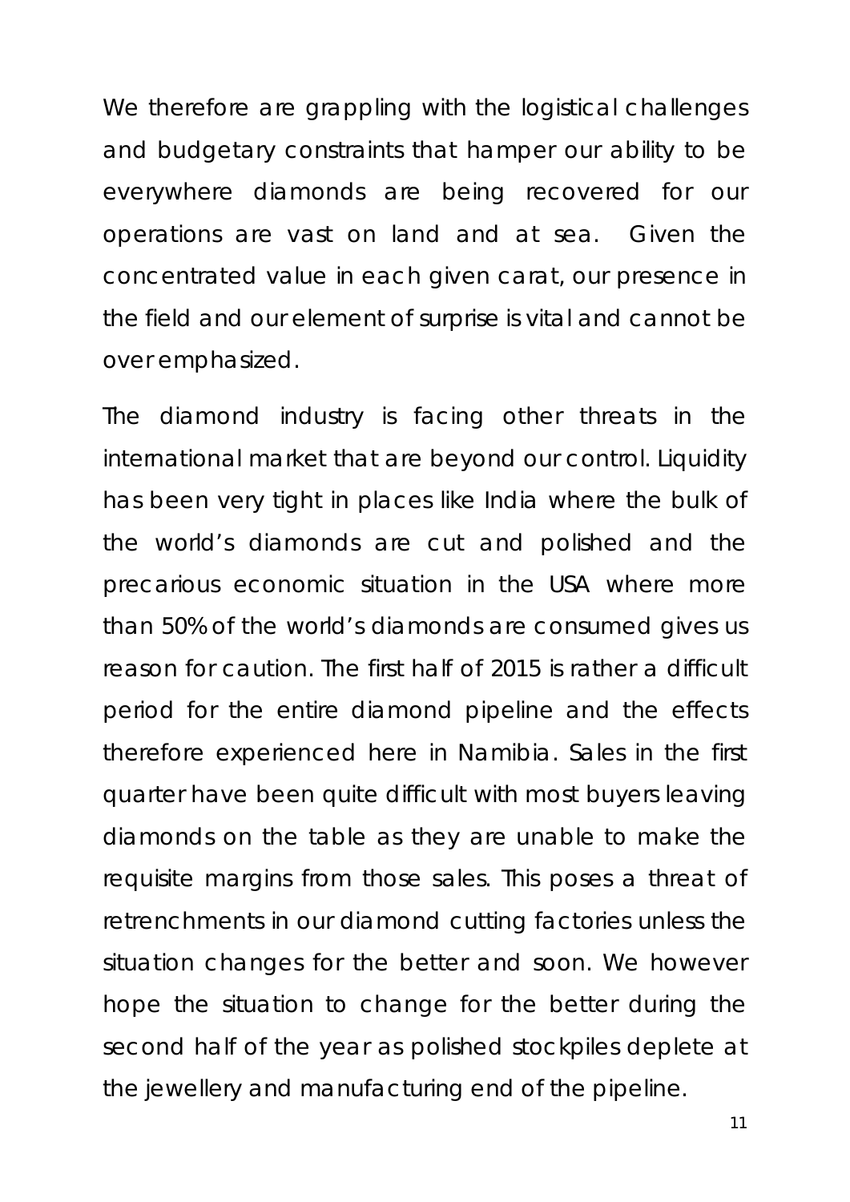We therefore are grappling with the logistical challenges and budgetary constraints that hamper our ability to be everywhere diamonds are being recovered for our operations are vast on land and at sea. Given the concentrated value in each given carat, our presence in the field and our element of surprise is vital and cannot be over emphasized.

The diamond industry is facing other threats in the international market that are beyond our control. Liquidity has been very tight in places like India where the bulk of the world's diamonds are cut and polished and the precarious economic situation in the USA where more than 50% of the world's diamonds are consumed gives us reason for caution. The first half of 2015 is rather a difficult period for the entire diamond pipeline and the effects therefore experienced here in Namibia. Sales in the first quarter have been quite difficult with most buyers leaving diamonds on the table as they are unable to make the requisite margins from those sales. This poses a threat of retrenchments in our diamond cutting factories unless the situation changes for the better and soon. We however hope the situation to change for the better during the second half of the year as polished stockpiles deplete at the jewellery and manufacturing end of the pipeline.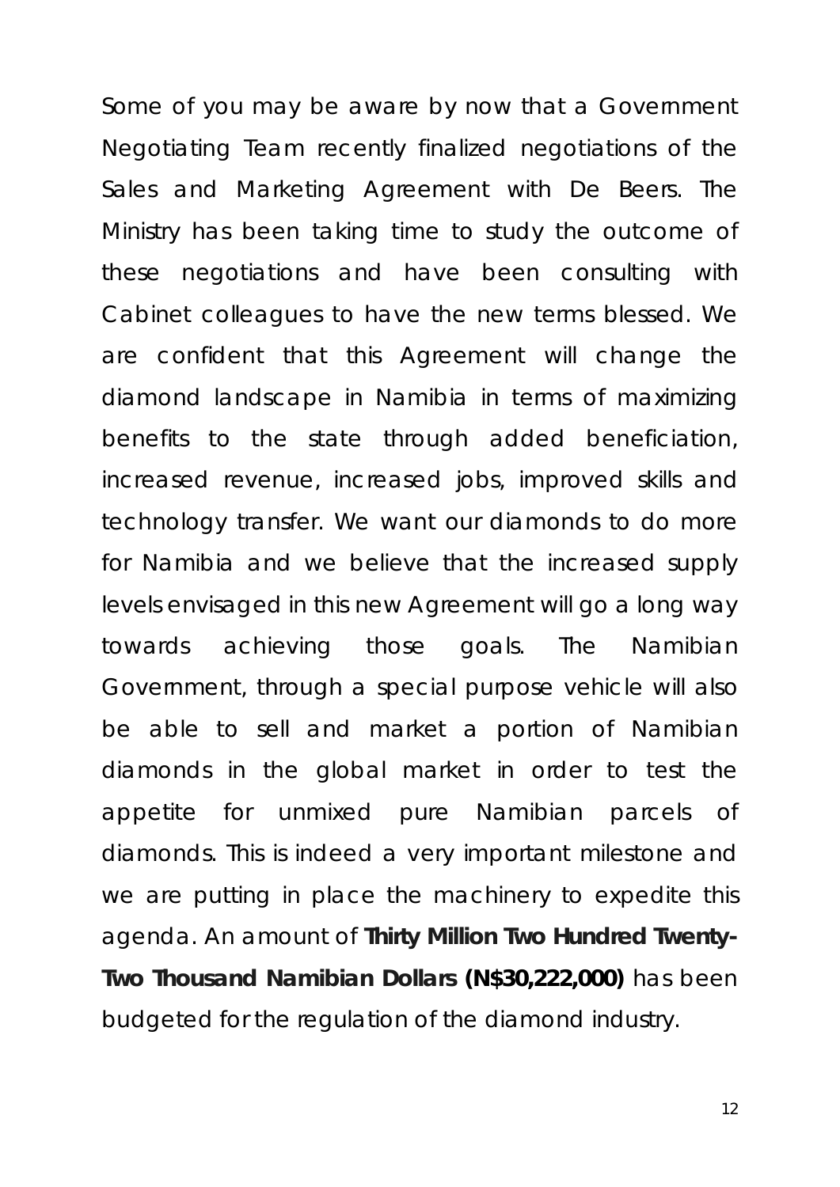Some of you may be aware by now that a Government Negotiating Team recently finalized negotiations of the Sales and Marketing Agreement with De Beers. The Ministry has been taking time to study the outcome of these negotiations and have been consulting with Cabinet colleagues to have the new terms blessed. We are confident that this Agreement will change the diamond landscape in Namibia in terms of maximizing benefits to the state through added beneficiation, increased revenue, increased jobs, improved skills and technology transfer. We want our diamonds to do more for Namibia and we believe that the increased supply levels envisaged in this new Agreement will go a long way towards achieving those goals. The Namibian Government, through a special purpose vehicle will also be able to sell and market a portion of Namibian diamonds in the global market in order to test the appetite for unmixed pure Namibian parcels of diamonds. This is indeed a very important milestone and we are putting in place the machinery to expedite this agenda. An amount of **Thirty Million Two Hundred Twenty-Two Thousand Namibian Dollars (N$30,222,000)** has been budgeted for the regulation of the diamond industry.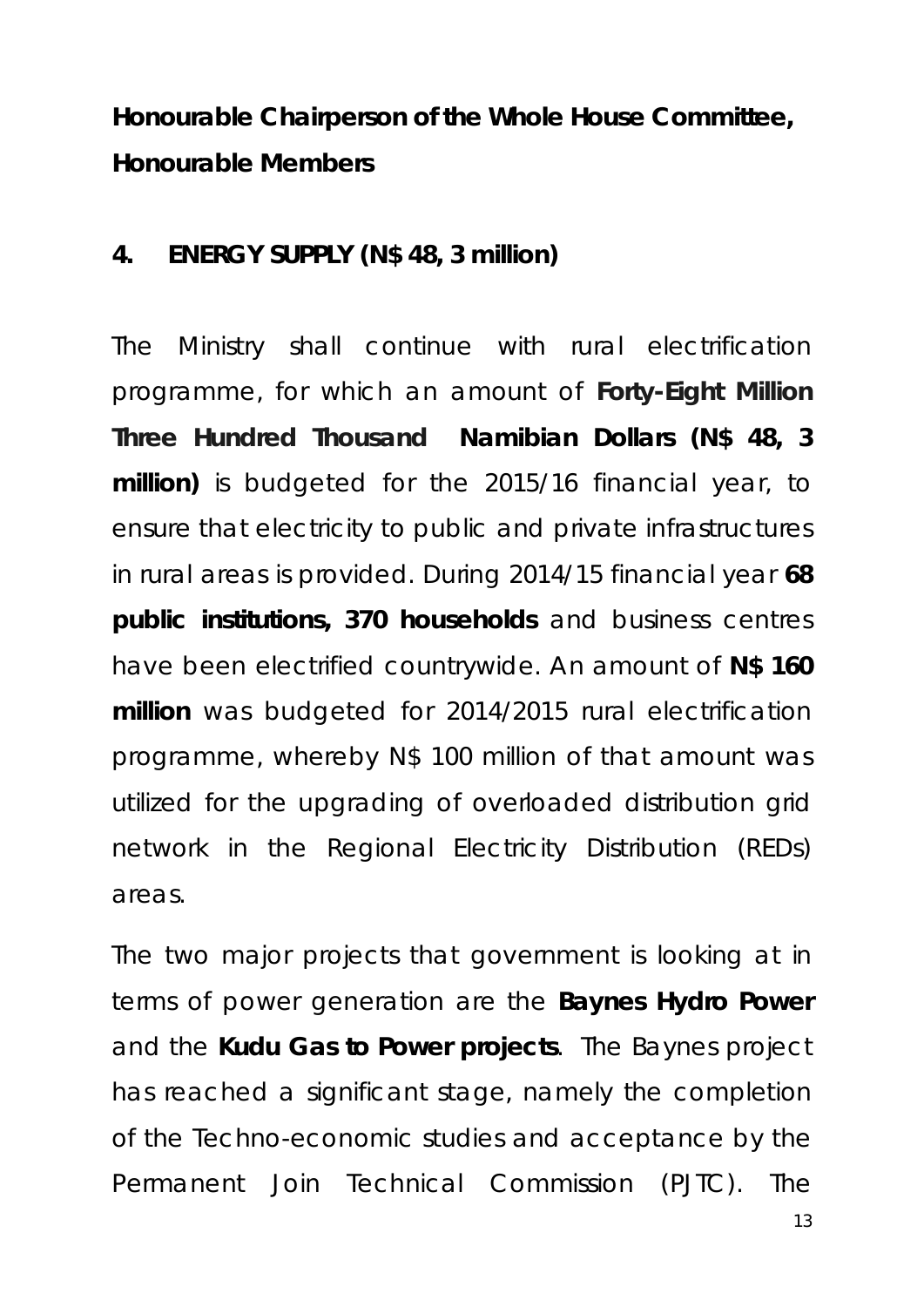**Honourable Chairperson of the Whole House Committee,**
**Honourable Members**

## 4. ENERGY SUPPLY (N$ 48, 3 million)

The Ministry shall continue with rural electrification programme, for which an amount of **Forty-Eight Million Three Hundred Thousand Namibian Dollars (N$ 48, 3 million)** is budgeted for the 2015/16 financial year, to ensure that electricity to public and private infrastructures in rural areas is provided. During 2014/15 financial year **68 public institutions, 370 households** and business centres have been electrified countrywide. An amount of **N$ 160 million** was budgeted for 2014/2015 rural electrification programme, whereby N$ 100 million of that amount was utilized for the upgrading of overloaded distribution grid network in the Regional Electricity Distribution (REDs) areas.

The two major projects that government is looking at in terms of power generation are the **Baynes Hydro Power** and the **Kudu Gas to Power projects**. The Baynes project has reached a significant stage, namely the completion of the Techno-economic studies and acceptance by the Permanent Join Technical Commission (PJTC). The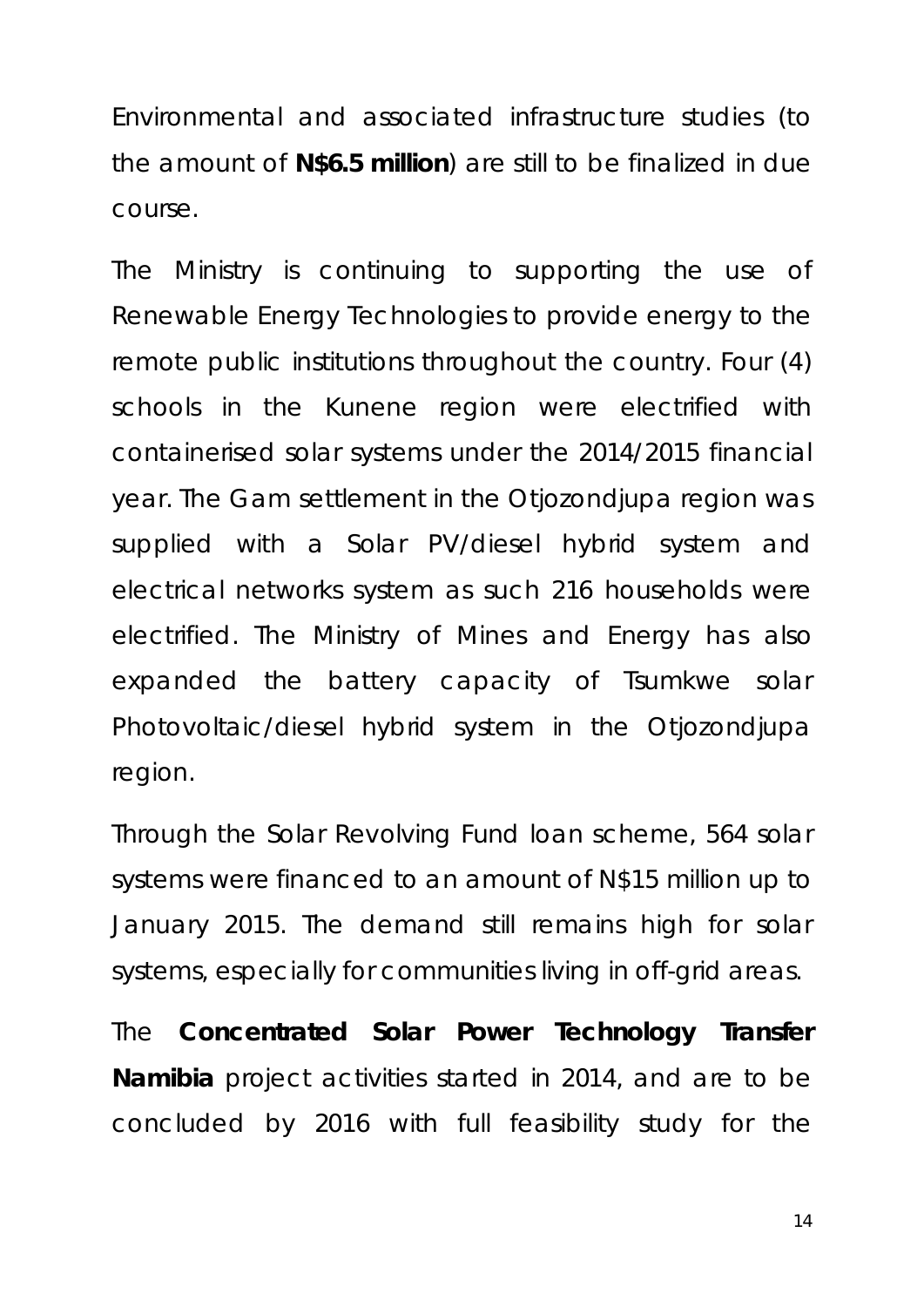Environmental and associated infrastructure studies (to the amount of **N$6.5 million**) are still to be finalized in due course.

The Ministry is continuing to supporting the use of Renewable Energy Technologies to provide energy to the remote public institutions throughout the country. Four (4) schools in the Kunene region were electrified with containerised solar systems under the 2014/2015 financial year. The Gam settlement in the Otjozondjupa region was supplied with a Solar PV/diesel hybrid system and electrical networks system as such 216 households were electrified. The Ministry of Mines and Energy has also expanded the battery capacity of Tsumkwe solar Photovoltaic/diesel hybrid system in the Otjozondjupa region.

Through the Solar Revolving Fund loan scheme, 564 solar systems were financed to an amount of N$15 million up to January 2015. The demand still remains high for solar systems, especially for communities living in off-grid areas.

The **Concentrated Solar Power Technology Transfer Namibia** project activities started in 2014, and are to be concluded by 2016 with full feasibility study for the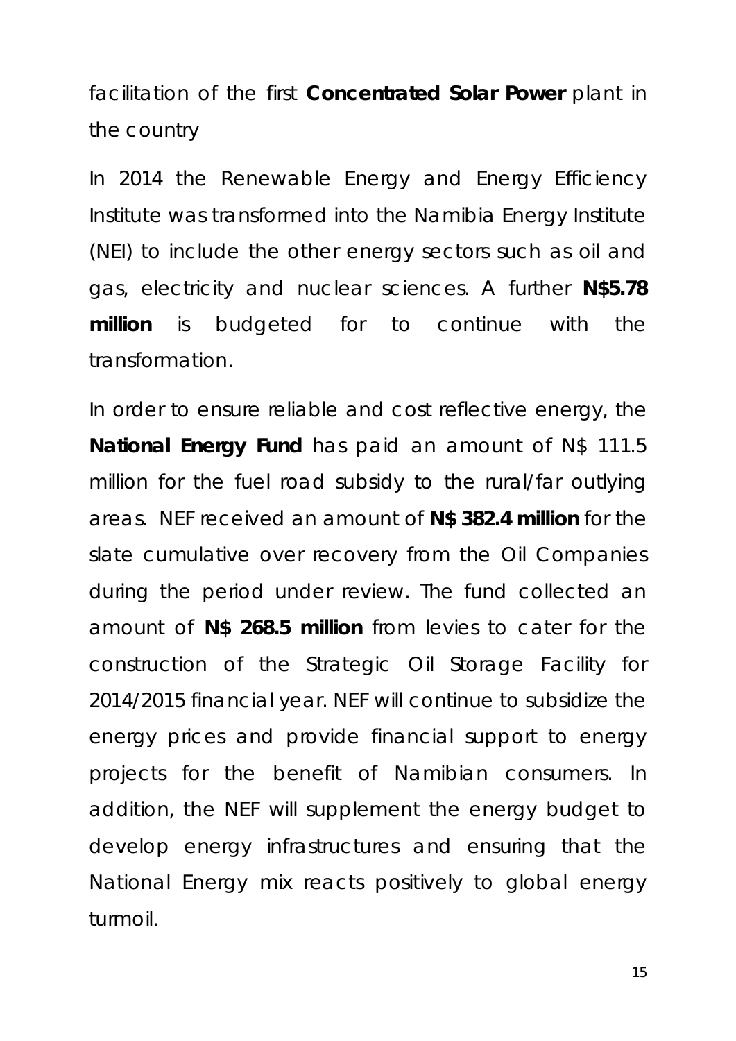facilitation of the first **Concentrated Solar Power** plant in the country

In 2014 the Renewable Energy and Energy Efficiency Institute was transformed into the Namibia Energy Institute (NEI) to include the other energy sectors such as oil and gas, electricity and nuclear sciences. A further **N$5.78 million** is budgeted for to continue with the transformation.

In order to ensure reliable and cost reflective energy, the **National Energy Fund** has paid an amount of N$ 111.5 million for the fuel road subsidy to the rural/far outlying areas. NEF received an amount of **N$ 382.4 million** for the slate cumulative over recovery from the Oil Companies during the period under review. The fund collected an amount of **N$ 268.5 million** from levies to cater for the construction of the Strategic Oil Storage Facility for 2014/2015 financial year. NEF will continue to subsidize the energy prices and provide financial support to energy projects for the benefit of Namibian consumers. In addition, the NEF will supplement the energy budget to develop energy infrastructures and ensuring that the National Energy mix reacts positively to global energy turmoil.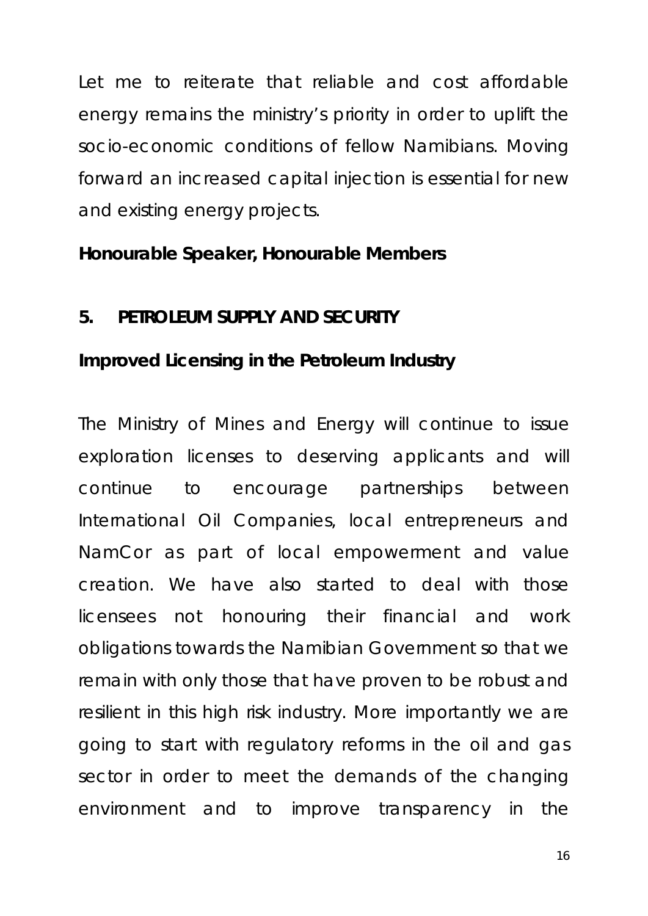Let me to reiterate that reliable and cost affordable energy remains the ministry's priority in order to uplift the socio-economic conditions of fellow Namibians. Moving forward an increased capital injection is essential for new and existing energy projects.

**Honourable Speaker, Honourable Members**

## 5. PETROLEUM SUPPLY AND SECURITY

### Improved Licensing in the Petroleum Industry

The Ministry of Mines and Energy will continue to issue exploration licenses to deserving applicants and will continue to encourage partnerships between International Oil Companies, local entrepreneurs and NamCor as part of local empowerment and value creation. We have also started to deal with those licensees not honouring their financial and work obligations towards the Namibian Government so that we remain with only those that have proven to be robust and resilient in this high risk industry. More importantly we are going to start with regulatory reforms in the oil and gas sector in order to meet the demands of the changing environment and to improve transparency in the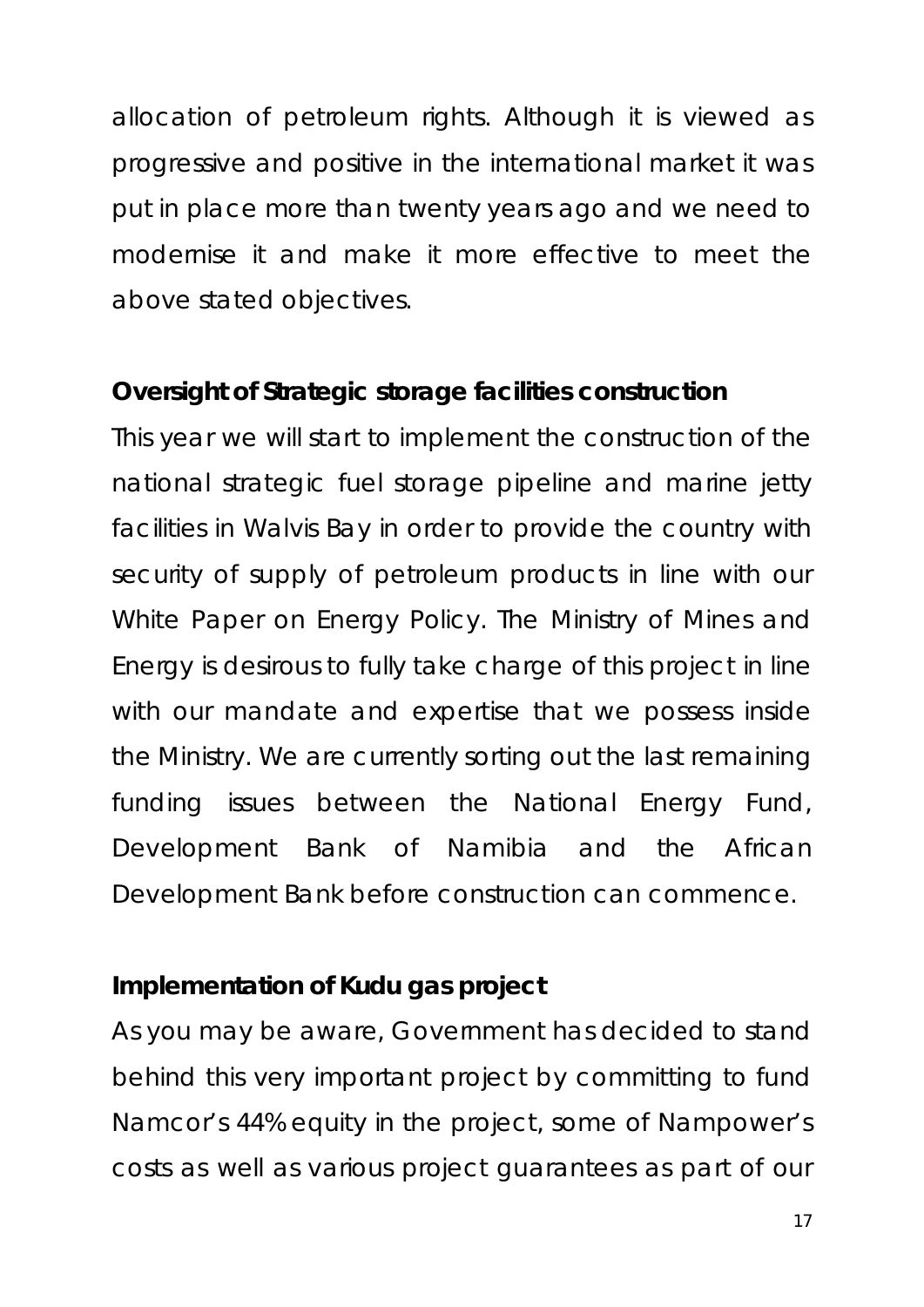allocation of petroleum rights. Although it is viewed as progressive and positive in the international market it was put in place more than twenty years ago and we need to modernise it and make it more effective to meet the above stated objectives.

**Oversight of Strategic storage facilities construction**

This year we will start to implement the construction of the national strategic fuel storage pipeline and marine jetty facilities in Walvis Bay in order to provide the country with security of supply of petroleum products in line with our White Paper on Energy Policy. The Ministry of Mines and Energy is desirous to fully take charge of this project in line with our mandate and expertise that we possess inside the Ministry. We are currently sorting out the last remaining funding issues between the National Energy Fund, Development Bank of Namibia and the African Development Bank before construction can commence.

**Implementation of Kudu gas project**

As you may be aware, Government has decided to stand behind this very important project by committing to fund Namcor's 44% equity in the project, some of Nampower's costs as well as various project guarantees as part of our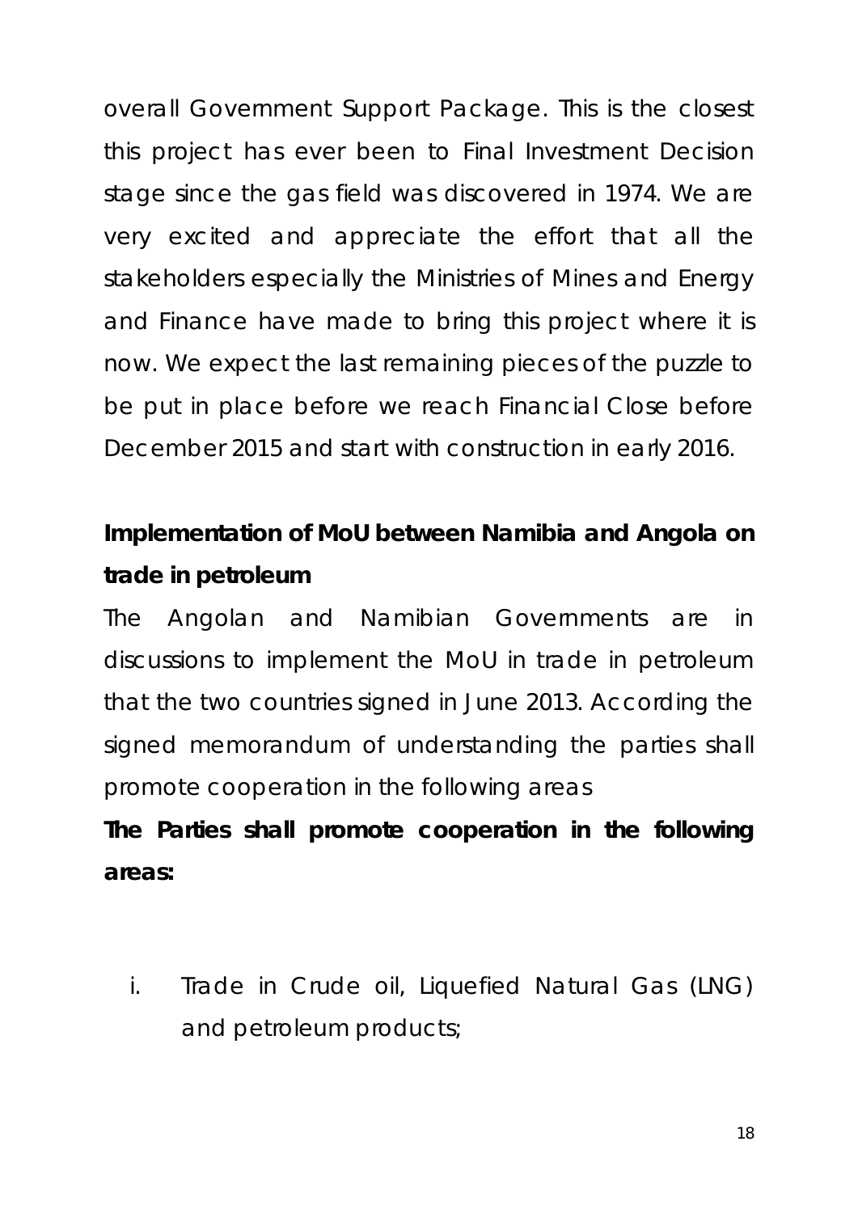overall Government Support Package. This is the closest this project has ever been to Final Investment Decision stage since the gas field was discovered in 1974. We are very excited and appreciate the effort that all the stakeholders especially the Ministries of Mines and Energy and Finance have made to bring this project where it is now. We expect the last remaining pieces of the puzzle to be put in place before we reach Financial Close before December 2015 and start with construction in early 2016.

**Implementation of MoU between Namibia and Angola on trade in petroleum**

The Angolan and Namibian Governments are in discussions to implement the MoU in trade in petroleum that the two countries signed in June 2013. According the signed memorandum of understanding the parties shall promote cooperation in the following areas

**The Parties shall promote cooperation in the following areas:**

i. Trade in Crude oil, Liquefied Natural Gas (LNG) and petroleum products;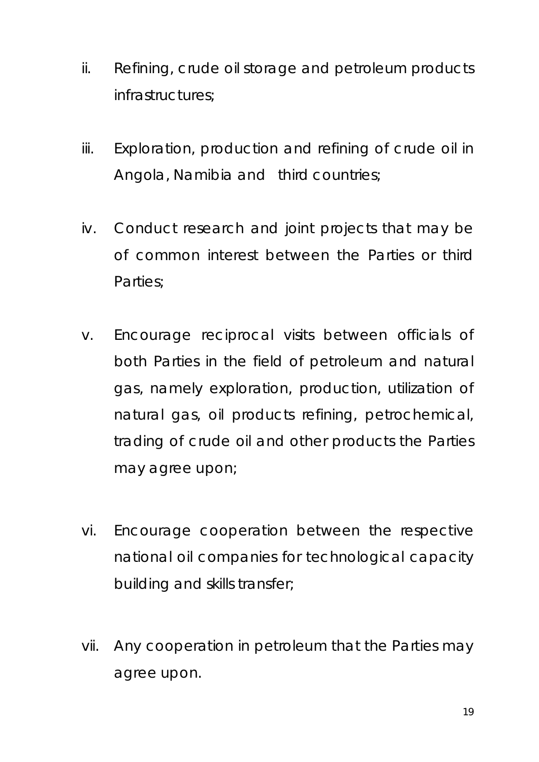ii. Refining, crude oil storage and petroleum products infrastructures;

iii. Exploration, production and refining of crude oil in Angola, Namibia and third countries;

iv. Conduct research and joint projects that may be of common interest between the Parties or third Parties;

v. Encourage reciprocal visits between officials of both Parties in the field of petroleum and natural gas, namely exploration, production, utilization of natural gas, oil products refining, petrochemical, trading of crude oil and other products the Parties may agree upon;

vi. Encourage cooperation between the respective national oil companies for technological capacity building and skills transfer;

vii. Any cooperation in petroleum that the Parties may agree upon.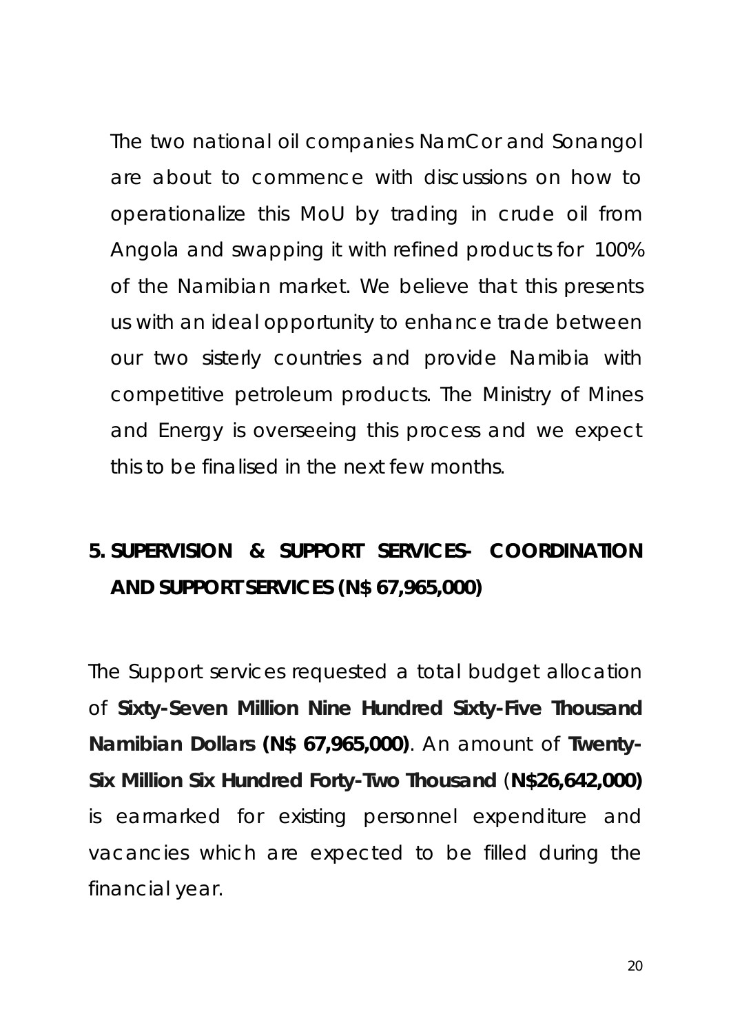The two national oil companies NamCor and Sonangol are about to commence with discussions on how to operationalize this MoU by trading in crude oil from Angola and swapping it with refined products for 100% of the Namibian market. We believe that this presents us with an ideal opportunity to enhance trade between our two sisterly countries and provide Namibia with competitive petroleum products. The Ministry of Mines and Energy is overseeing this process and we expect this to be finalised in the next few months.

## 5. SUPERVISION & SUPPORT SERVICES- COORDINATION AND SUPPORT SERVICES (N$ 67,965,000)

The Support services requested a total budget allocation of **Sixty-Seven Million Nine Hundred Sixty-Five Thousand Namibian Dollars (N$ 67,965,000)**. An amount of **Twenty-Six Million Six Hundred Forty-Two Thousand** (**N$26,642,000)** is earmarked for existing personnel expenditure and vacancies which are expected to be filled during the financial year.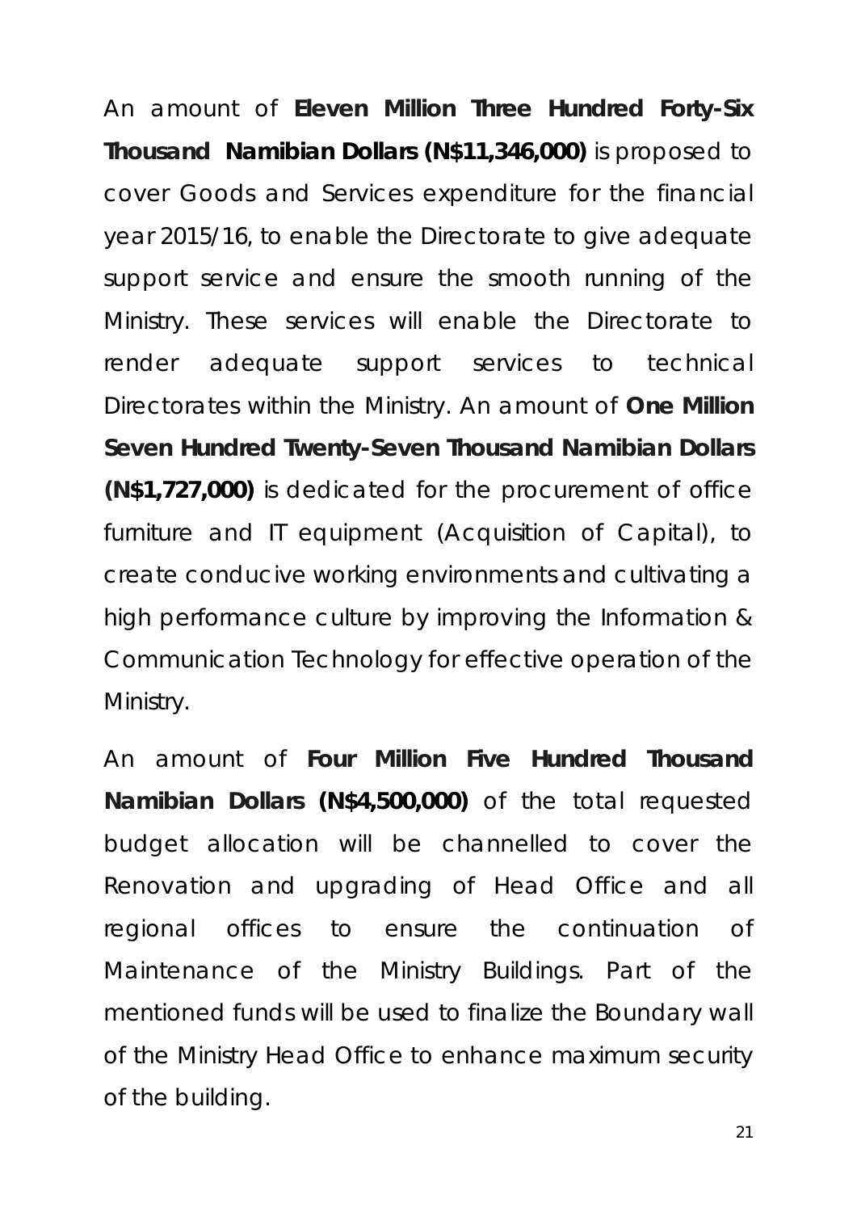An amount of **Eleven Million Three Hundred Forty-Six Thousand Namibian Dollars (N$11,346,000)** is proposed to cover Goods and Services expenditure for the financial year 2015/16, to enable the Directorate to give adequate support service and ensure the smooth running of the Ministry. These services will enable the Directorate to render adequate support services to technical Directorates within the Ministry. An amount of **One Million Seven Hundred Twenty-Seven Thousand Namibian Dollars (N$1,727,000)** is dedicated for the procurement of office furniture and IT equipment (Acquisition of Capital), to create conducive working environments and cultivating a high performance culture by improving the Information & Communication Technology for effective operation of the Ministry.

An amount of **Four Million Five Hundred Thousand Namibian Dollars (N$4,500,000)** of the total requested budget allocation will be channelled to cover the Renovation and upgrading of Head Office and all regional offices to ensure the continuation of Maintenance of the Ministry Buildings. Part of the mentioned funds will be used to finalize the Boundary wall of the Ministry Head Office to enhance maximum security of the building.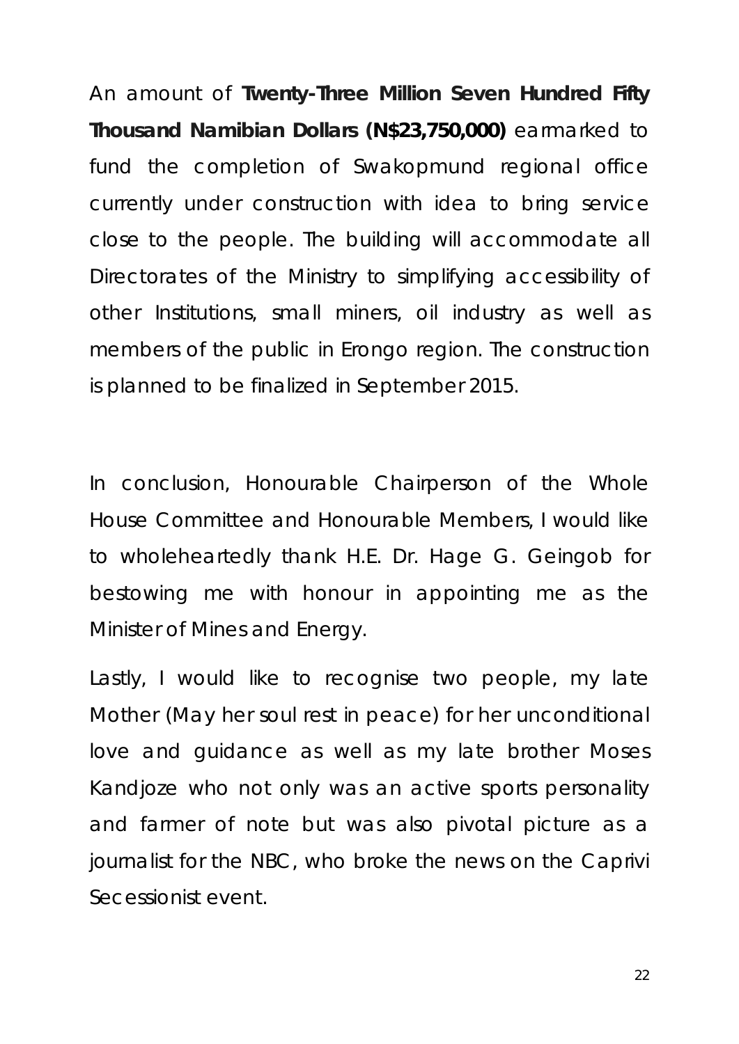An amount of **Twenty-Three Million Seven Hundred Fifty Thousand Namibian Dollars (N$23,750,000)** earmarked to fund the completion of Swakopmund regional office currently under construction with idea to bring service close to the people. The building will accommodate all Directorates of the Ministry to simplifying accessibility of other Institutions, small miners, oil industry as well as members of the public in Erongo region. The construction is planned to be finalized in September 2015.

In conclusion, Honourable Chairperson of the Whole House Committee and Honourable Members, I would like to wholeheartedly thank H.E. Dr. Hage G. Geingob for bestowing me with honour in appointing me as the Minister of Mines and Energy.

Lastly, I would like to recognise two people, my late Mother (May her soul rest in peace) for her unconditional love and guidance as well as my late brother Moses Kandjoze who not only was an active sports personality and farmer of note but was also pivotal picture as a journalist for the NBC, who broke the news on the Caprivi Secessionist event.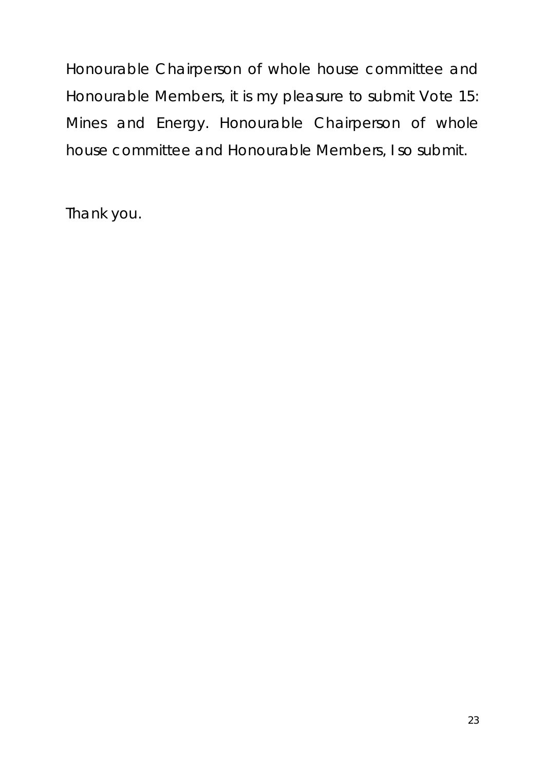Honourable Chairperson of whole house committee and Honourable Members, it is my pleasure to submit Vote 15: Mines and Energy. Honourable Chairperson of whole house committee and Honourable Members, I so submit.

Thank you.